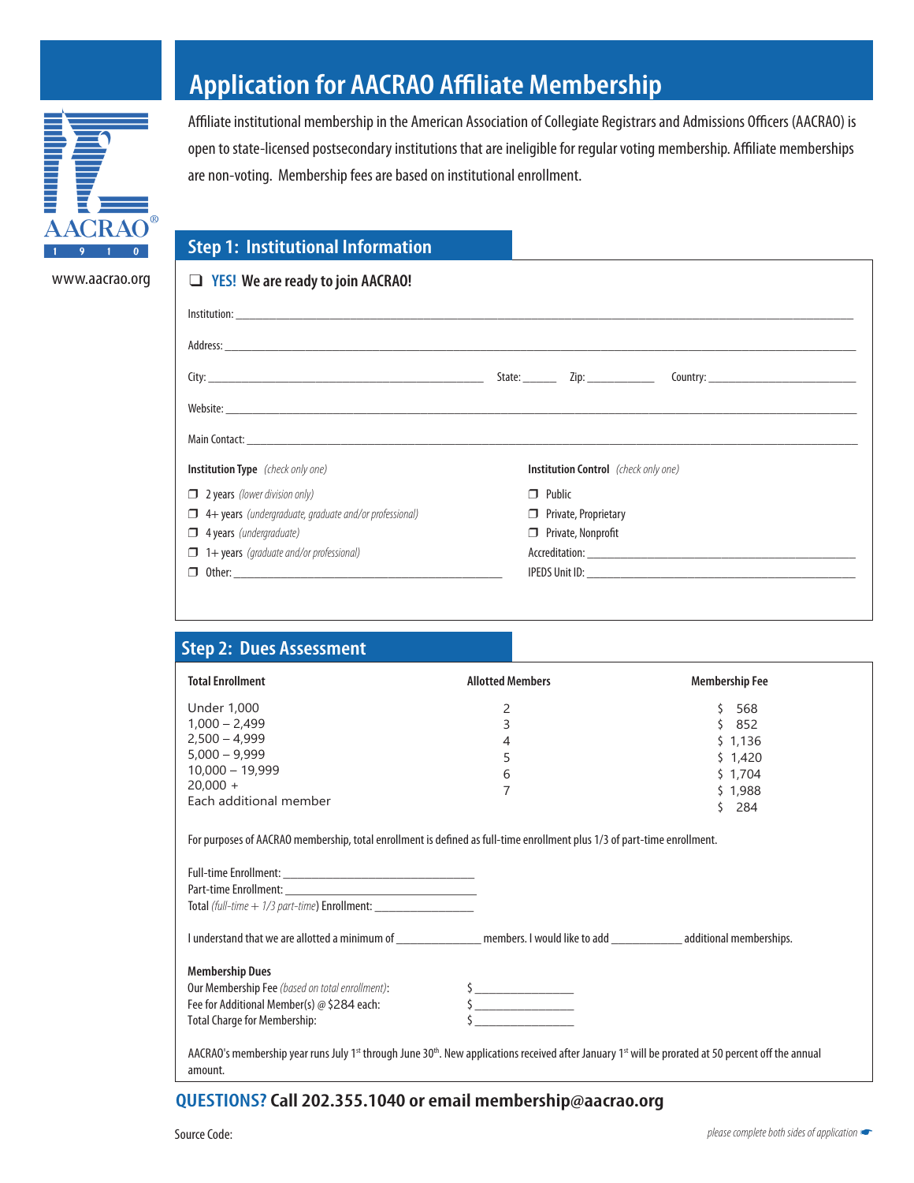AACRAO 1910

www.aacrao.org

# Application for AACRAO Affiliate Membership

Affiliate institutional membership in the American Association of Collegiate Registrars and Admissions Officers (AACRAO) is open to state-licensed postsecondary institutions that are ineligible for regular voting membership. Affiliate memberships are non-voting. Membership fees are based on institutional enrollment.

## Step 1: Institutional Information

❑ **YES! We are ready to join AACRAO!**

Institution: \_\_\_\_\_\_\_\_\_\_\_\_\_\_\_\_\_\_\_\_\_\_\_\_\_\_\_\_\_\_\_\_

Address: \_\_\_\_\_\_\_\_\_\_\_\_\_\_\_\_\_\_\_\_\_\_\_\_\_\_\_\_\_\_\_\_

City: \_\_\_\_\_\_\_\_\_\_\_\_\_\_\_\_ State: \_\_\_\_\_\_ Zip: \_\_\_\_\_\_\_\_ Country: \_\_\_\_\_\_\_\_\_\_\_\_

Website: \_\_\_\_\_\_\_\_\_\_\_\_\_\_\_\_\_\_\_\_\_\_\_\_\_\_\_\_\_\_\_\_

Main Contact: \_\_\_\_\_\_\_\_\_\_\_\_\_\_\_\_\_\_\_\_\_\_\_\_\_\_\_\_\_\_\_\_

**Institution Type** *(check only one)*

❒ 2 years *(lower division only)*
❒ 4+ years *(undergraduate, graduate and/or professional)*
❒ 4 years *(undergraduate)*
❒ 1+ years *(graduate and/or professional)*
❒ Other: \_\_\_\_\_\_\_\_\_\_\_\_\_\_\_\_\_\_\_\_

**Institution Control** *(check only one)*

❒ Public
❒ Private, Proprietary
❒ Private, Nonprofit

Accreditation: \_\_\_\_\_\_\_\_\_\_\_\_\_\_\_\_\_\_\_\_

IPEDS Unit ID: \_\_\_\_\_\_\_\_\_\_\_\_\_\_\_\_\_\_\_\_

## Step 2: Dues Assessment

| Total Enrollment | Allotted Members | Membership Fee |
|---|---|---|
| Under 1,000 | 2 | $ 568 |
| 1,000 – 2,499 | 3 | $ 852 |
| 2,500 – 4,999 | 4 | $ 1,136 |
| 5,000 – 9,999 | 5 | $ 1,420 |
| 10,000 – 19,999 | 6 | $ 1,704 |
| 20,000 + | 7 | $ 1,988 |
| Each additional member | | $ 284 |

For purposes of AACRAO membership, total enrollment is defined as full-time enrollment plus 1/3 of part-time enrollment.

Full-time Enrollment: \_\_\_\_\_\_\_\_\_\_\_\_\_\_\_\_\_\_\_\_
Part-time Enrollment: \_\_\_\_\_\_\_\_\_\_\_\_\_\_\_\_\_\_\_\_
Total *(full-time + 1/3 part-time)* Enrollment: \_\_\_\_\_\_\_\_\_\_\_\_\_\_\_\_\_\_\_\_

I understand that we are allotted a minimum of \_\_\_\_\_\_\_\_\_\_ members. I would like to add \_\_\_\_\_\_\_\_\_\_ additional memberships.

**Membership Dues**

Our Membership Fee *(based on total enrollment)*: $ \_\_\_\_\_\_\_\_\_\_\_\_
Fee for Additional Member(s) @ $284 each: $ \_\_\_\_\_\_\_\_\_\_\_\_
Total Charge for Membership: $ \_\_\_\_\_\_\_\_\_\_\_\_

AACRAO's membership year runs July 1st through June 30th. New applications received after January 1st will be prorated at 50 percent off the annual amount.

**QUESTIONS? Call 202.355.1040 or email membership@aacrao.org**

Source Code:

*please complete both sides of application*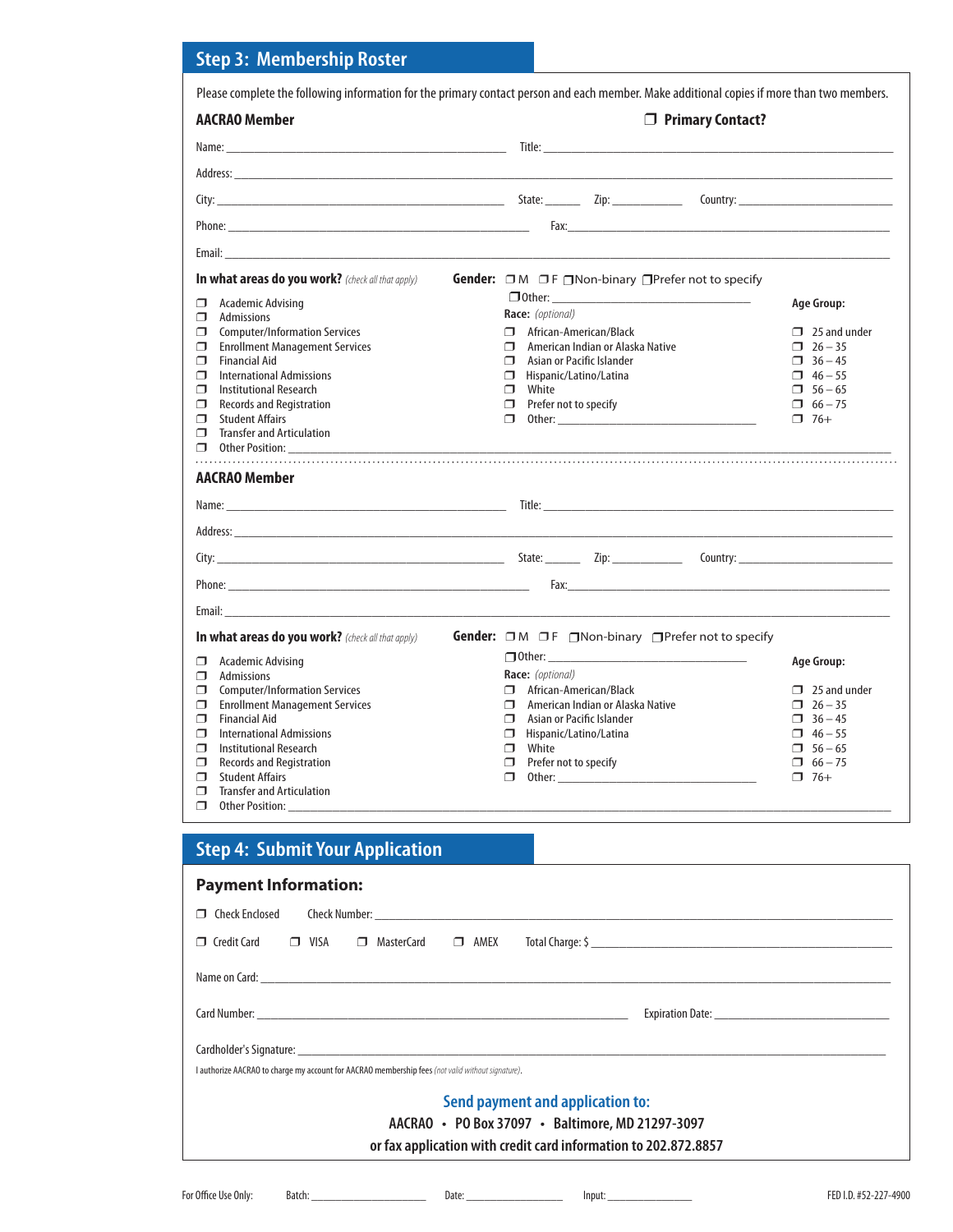## Step 3: Membership Roster

Please complete the following information for the primary contact person and each member. Make additional copies if more than two members.

### AACRAO Member

❒ **Primary Contact?**

Name: ______________________ Title: ______________________

Address: ______________________

City: ______________________ State: ______ Zip: ____________ Country: ______________________

Phone: ______________________ Fax: ______________________

Email: ______________________

**In what areas do you work?** *(check all that apply)*

- ❒ Academic Advising
- ❒ Admissions
- ❒ Computer/Information Services
- ❒ Enrollment Management Services
- ❒ Financial Aid
- ❒ International Admissions
- ❒ Institutional Research
- ❒ Records and Registration
- ❒ Student Affairs
- ❒ Transfer and Articulation
- ❒ Other Position: ______________________

**Gender:** ❒ M ❒ F ❒ Non-binary ❒ Prefer not to specify ❒ Other: ______________________

**Race:** *(optional)*

- ❒ African-American/Black
- ❒ American Indian or Alaska Native
- ❒ Asian or Pacific Islander
- ❒ Hispanic/Latino/Latina
- ❒ White
- ❒ Prefer not to specify
- ❒ Other: ______________________

**Age Group:**

- ❒ 25 and under
- ❒ 26 – 35
- ❒ 36 – 45
- ❒ 46 – 55
- ❒ 56 – 65
- ❒ 66 – 75
- ❒ 76+

### AACRAO Member

Name: ______________________ Title: ______________________

Address: ______________________

City: ______________________ State: ______ Zip: ____________ Country: ______________________

Phone: ______________________ Fax: ______________________

Email: ______________________

**In what areas do you work?** *(check all that apply)*

- ❒ Academic Advising
- ❒ Admissions
- ❒ Computer/Information Services
- ❒ Enrollment Management Services
- ❒ Financial Aid
- ❒ International Admissions
- ❒ Institutional Research
- ❒ Records and Registration
- ❒ Student Affairs
- ❒ Transfer and Articulation
- ❒ Other Position: ______________________

**Gender:** ❒ M ❒ F ❒ Non-binary ❒ Prefer not to specify ❒ Other: ______________________

**Race:** *(optional)*

- ❒ African-American/Black
- ❒ American Indian or Alaska Native
- ❒ Asian or Pacific Islander
- ❒ Hispanic/Latino/Latina
- ❒ White
- ❒ Prefer not to specify
- ❒ Other: ______________________

**Age Group:**

- ❒ 25 and under
- ❒ 26 – 35
- ❒ 36 – 45
- ❒ 46 – 55
- ❒ 56 – 65
- ❒ 66 – 75
- ❒ 76+

## Step 4: Submit Your Application

### Payment Information:

❒ Check Enclosed Check Number: ______________________

❒ Credit Card ❒ VISA ❒ MasterCard ❒ AMEX Total Charge: $ ______________________

Name on Card: ______________________

Card Number: ______________________ Expiration Date: ______________________

Cardholder's Signature: ______________________

I authorize AACRAO to charge my account for AACRAO membership fees *(not valid without signature)*.

**Send payment and application to:**

**AACRAO • PO Box 37097 • Baltimore, MD 21297-3097**

**or fax application with credit card information to 202.872.8857**

For Office Use Only: Batch: ____________ Date: ____________ Input: ____________

FED I.D. #52-227-4900